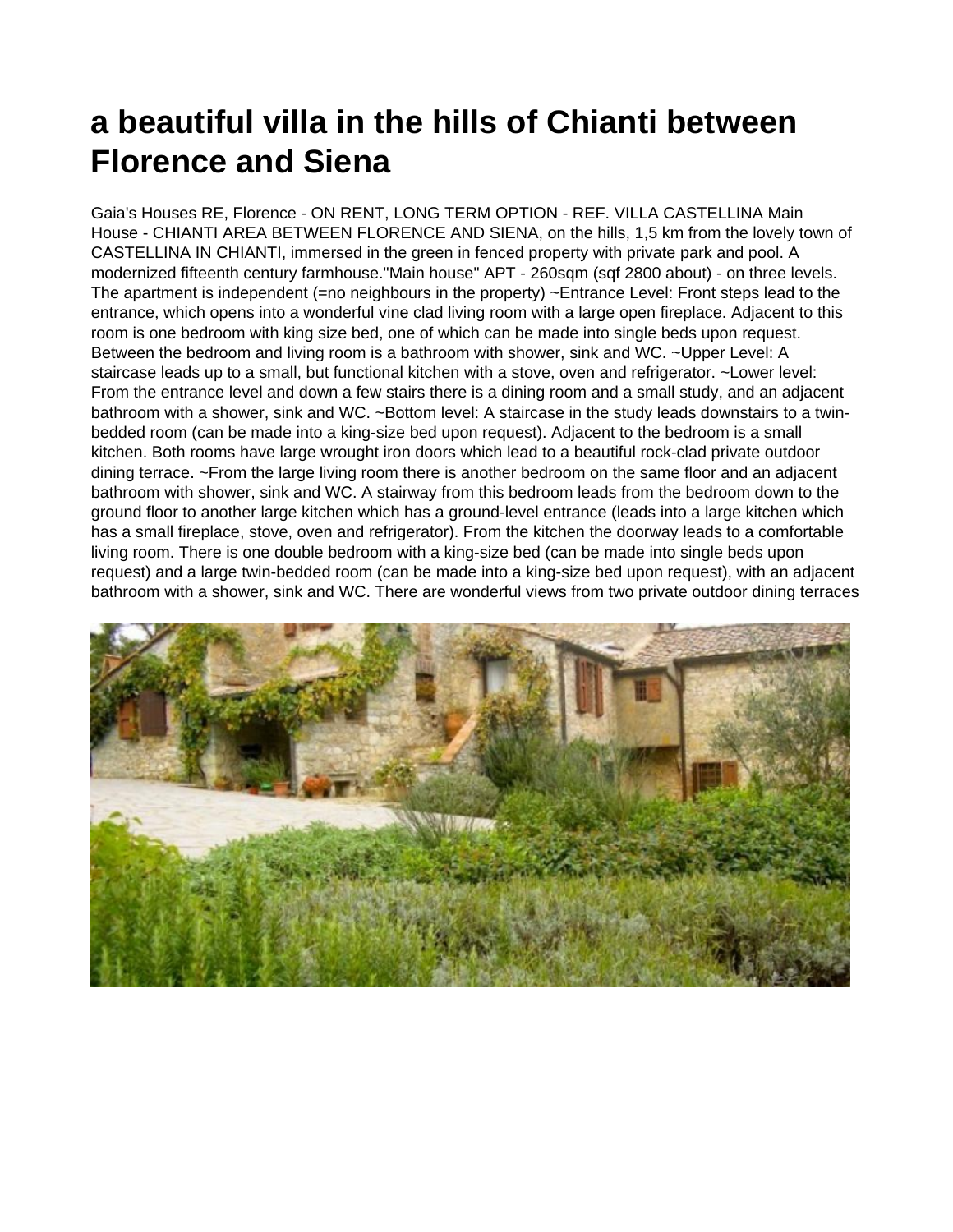# a beautiful villa in the hills of Chianti between Florence and Siena

Gaia's Houses RE, Florence - ON RENT, LONG TERM OPTION - REF. VILLA CASTELLINA Main House - CHIANTI AREA BETWEEN FLORENCE AND SIENA, on the hills, 1,5 km from the lovely town of CASTELLINA IN CHIANTI, immersed in the green in fenced property with private park and pool. A modernized fifteenth century farmhouse."Main house" APT - 260sqm (sqf 2800 about) - on three levels. The apartment is independent (=no neighbours in the property) ~Entrance Level: Front steps lead to the entrance, which opens into a wonderful vine clad living room with a large open fireplace. Adjacent to this room is one bedroom with king size bed, one of which can be made into single beds upon request. Between the bedroom and living room is a bathroom with shower, sink and WC. ~Upper Level: A staircase leads up to a small, but functional kitchen with a stove, oven and refrigerator. ~Lower level: From the entrance level and down a few stairs there is a dining room and a small study, and an adjacent bathroom with a shower, sink and WC. ~Bottom level: A staircase in the study leads downstairs to a twin-bedded room (can be made into a king-size bed upon request). Adjacent to the bedroom is a small kitchen. Both rooms have large wrought iron doors which lead to a beautiful rock-clad private outdoor dining terrace. ~From the large living room there is another bedroom on the same floor and an adjacent bathroom with shower, sink and WC. A stairway from this bedroom leads from the bedroom down to the ground floor to another large kitchen which has a ground-level entrance (leads into a large kitchen which has a small fireplace, stove, oven and refrigerator). From the kitchen the doorway leads to a comfortable living room. There is one double bedroom with a king-size bed (can be made into single beds upon request) and a large twin-bedded room (can be made into a king-size bed upon request), with an adjacent bathroom with a shower, sink and WC. There are wonderful views from two private outdoor dining terraces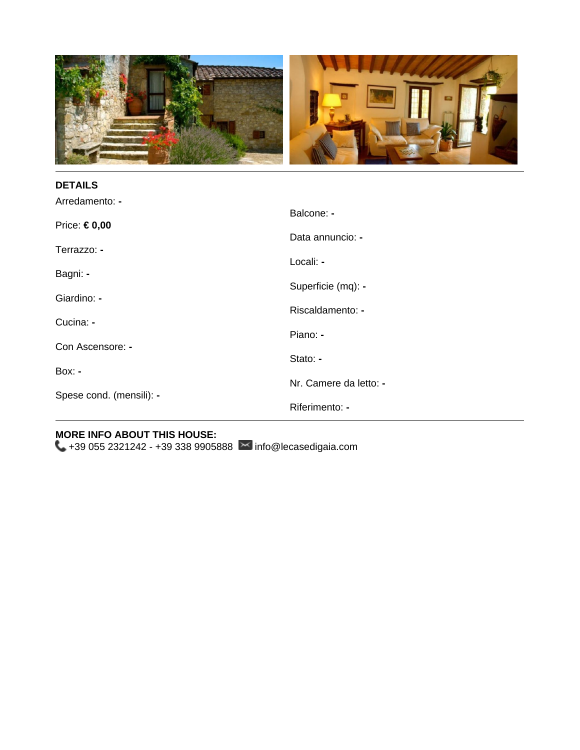**DETAILS**

Arredamento: **-**

Price: **€ 0,00**

Terrazzo: **-**

Bagni: **-**

Giardino: **-**

Cucina: **-**

Con Ascensore: **-**

Box: **-**

Spese cond. (mensili): **-**

Balcone: **-**

Data annuncio: **-**

Locali: **-**

Superficie (mq): **-**

Riscaldamento: **-**

Piano: **-**

Stato: **-**

Nr. Camere da letto: **-**

Riferimento: **-**

**MORE INFO ABOUT THIS HOUSE:**

+39 055 2321242 - +39 338 9905888 info@lecasedigaia.com